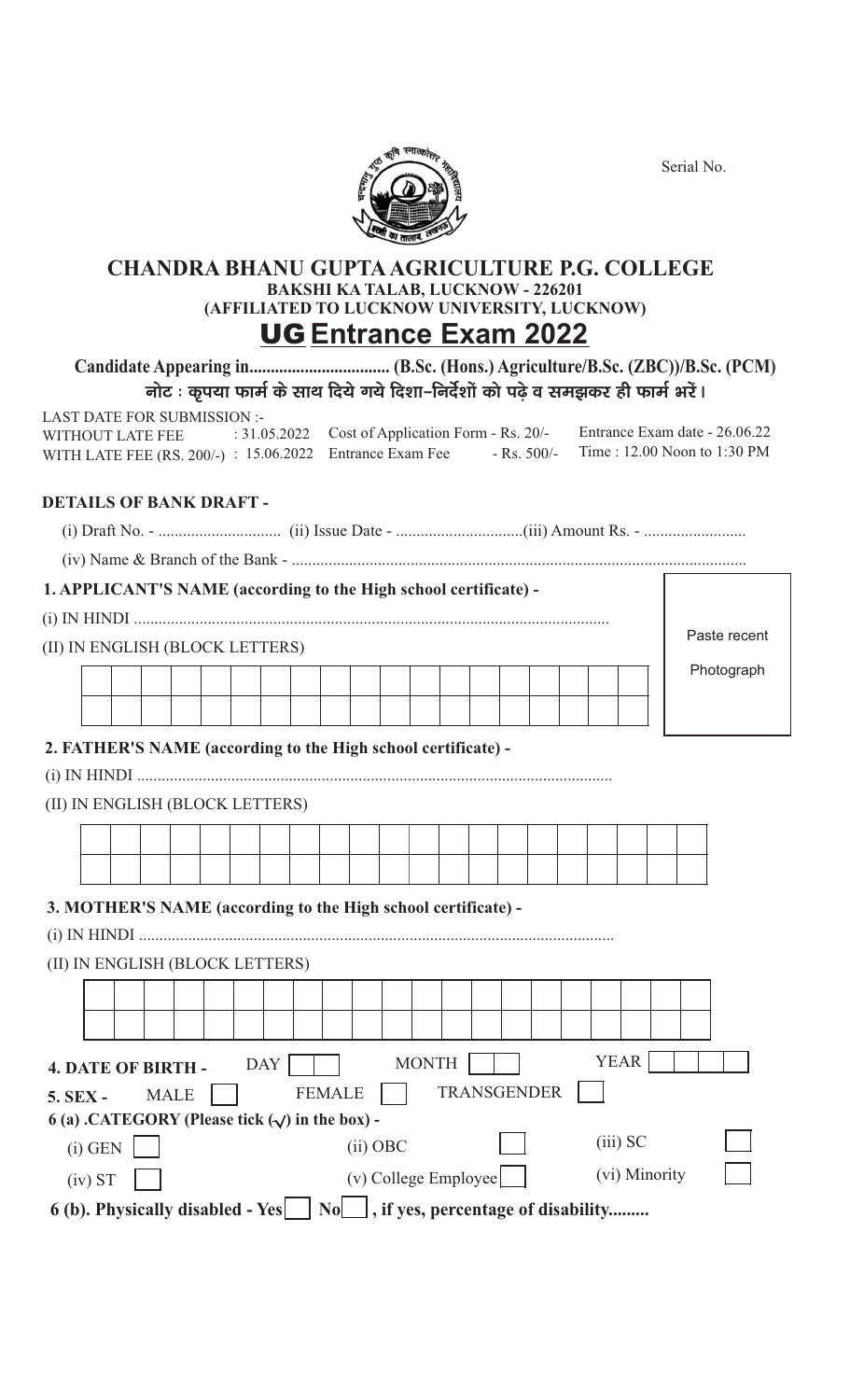Serial No.

# CHANDRA BHANU GUPTA AGRICULTURE P.G. COLLEGE

**BAKSHI KA TALAB, LUCKNOW - 226201**

**(AFFILIATED TO LUCKNOW UNIVERSITY, LUCKNOW)**

## UG Entrance Exam 2022

**Candidate Appearing in................................ (B.Sc. (Hons.) Agriculture/B.Sc. (ZBC))/B.Sc. (PCM)**

**नोट : कृपया फार्म के साथ दिये गये दिशा–निर्देशों को पढ़े व समझकर ही फार्म भरें।**

LAST DATE FOR SUBMISSION :-
WITHOUT LATE FEE : 31.05.2022
WITH LATE FEE (RS. 200/-) : 15.06.2022

Cost of Application Form - Rs. 20/-
Entrance Exam Fee - Rs. 500/-

Entrance Exam date - 26.06.22
Time : 12.00 Noon to 1:30 PM

**DETAILS OF BANK DRAFT -**

(i) Draft No. - ............................ (ii) Issue Date - ..............................(iii) Amount Rs. - .........................

(iv) Name & Branch of the Bank - ..............................................................................................................

**1. APPLICANT'S NAME (according to the High school certificate) -**

(i) IN HINDI ..................................................................................................................

(II) IN ENGLISH (BLOCK LETTERS)

Paste recent Photograph

**2. FATHER'S NAME (according to the High school certificate) -**

(i) IN HINDI ..................................................................................................................

(II) IN ENGLISH (BLOCK LETTERS)

**3. MOTHER'S NAME (according to the High school certificate) -**

(i) IN HINDI ..................................................................................................................

(II) IN ENGLISH (BLOCK LETTERS)

**4. DATE OF BIRTH -** DAY [ ] MONTH [ ] YEAR [ ]

**5. SEX -** MALE [ ] FEMALE [ ] TRANSGENDER [ ]

**6 (a) .CATEGORY (Please tick (✓) in the box) -**

(i) GEN [ ] (ii) OBC [ ] (iii) SC [ ]

(iv) ST [ ] (v) College Employee [ ] (vi) Minority [ ]

**6 (b). Physically disabled - Yes [ ] No [ ] , if yes, percentage of disability.........**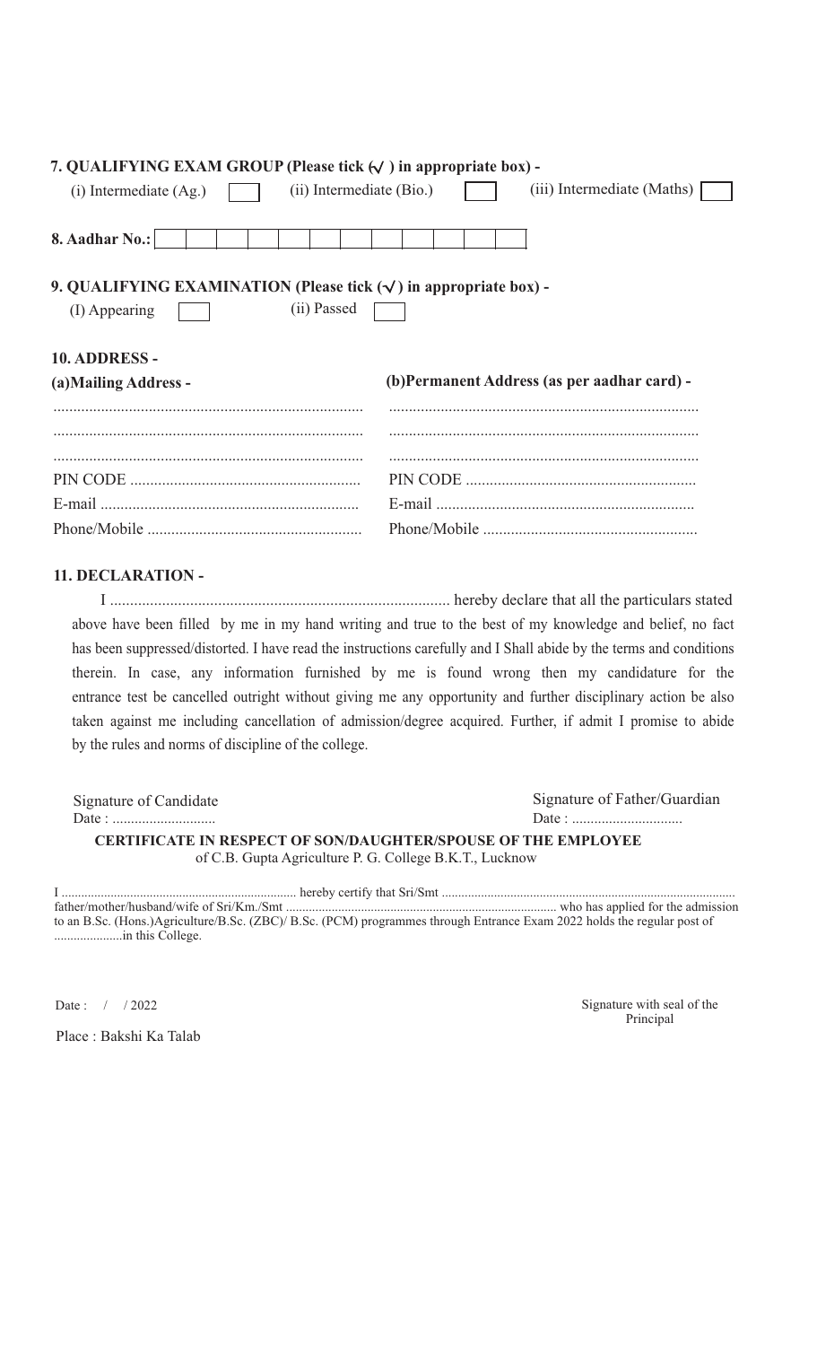**7. QUALIFYING EXAM GROUP (Please tick (√) in appropriate box) -**

(i) Intermediate (Ag.) ☐ (ii) Intermediate (Bio.) ☐ (iii) Intermediate (Maths) ☐

**8. Aadhar No.:** | | | | | | | | | | | | |

**9. QUALIFYING EXAMINATION (Please tick (√) in appropriate box) -**

(I) Appearing ☐ (ii) Passed ☐

**10. ADDRESS -**

| **(a)Mailing Address -** | **(b)Permanent Address (as per aadhar card) -** |
|---|---|
| ............................................................................ | ............................................................................ |
| ............................................................................ | ............................................................................ |
| ............................................................................ | ............................................................................ |
| PIN CODE ......................................................... | PIN CODE ......................................................... |
| E-mail ................................................................ | E-mail ................................................................ |
| Phone/Mobile ..................................................... | Phone/Mobile ..................................................... |

**11. DECLARATION -**

I .................................................................................... hereby declare that all the particulars stated above have been filled by me in my hand writing and true to the best of my knowledge and belief, no fact has been suppressed/distorted. I have read the instructions carefully and I Shall abide by the terms and conditions therein. In case, any information furnished by me is found wrong then my candidature for the entrance test be cancelled outright without giving me any opportunity and further disciplinary action be also taken against me including cancellation of admission/degree acquired. Further, if admit I promise to abide by the rules and norms of discipline of the college.

Signature of Candidate
Date : ...........................

Signature of Father/Guardian
Date : .............................

**CERTIFICATE IN RESPECT OF SON/DAUGHTER/SPOUSE OF THE EMPLOYEE**
of C.B. Gupta Agriculture P. G. College B.K.T., Lucknow

I ...................................................................... hereby certify that Sri/Smt ....................................................................................... father/mother/husband/wife of Sri/Km./Smt .................................................................................. who has applied for the admission to an B.Sc. (Hons.)Agriculture/B.Sc. (ZBC)/ B.Sc. (PCM) programmes through Entrance Exam 2022 holds the regular post of ....................in this College.

Date : / / 2022

Place : Bakshi Ka Talab

Signature with seal of the
Principal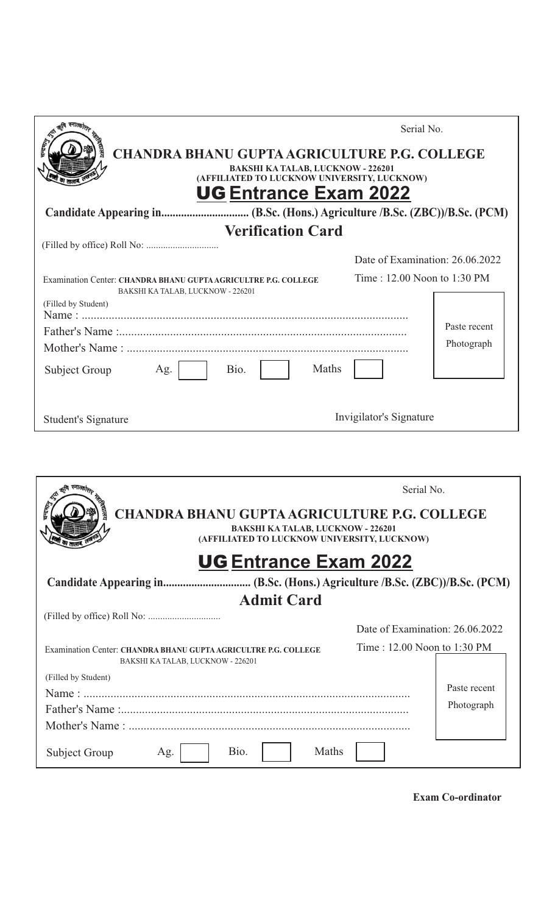Serial No.

## CHANDRA BHANU GUPTA AGRICULTURE P.G. COLLEGE

**BAKSHI KA TALAB, LUCKNOW - 226201**
**(AFFILIATED TO LUCKNOW UNIVERSITY, LUCKNOW)**

## UG Entrance Exam 2022

**Candidate Appearing in............................... (B.Sc. (Hons.) Agriculture /B.Sc. (ZBC))/B.Sc. (PCM)**

### Verification Card

(Filled by office) Roll No: .............................

Date of Examination: 26.06.2022

Examination Center: **CHANDRA BHANU GUPTA AGRICULTRE P.G. COLLEGE**
BAKSHI KA TALAB, LUCKNOW - 226201

Time : 12.00 Noon to 1:30 PM

(Filled by Student)

Name : ............................................................................................................

Father's Name :................................................................................................

Mother's Name : ..............................................................................................

Paste recent Photograph

Subject Group Ag. [ ] Bio. [ ] Maths [ ]

Student's Signature

Invigilator's Signature

---

Serial No.

## CHANDRA BHANU GUPTA AGRICULTURE P.G. COLLEGE

**BAKSHI KA TALAB, LUCKNOW - 226201**
**(AFFILIATED TO LUCKNOW UNIVERSITY, LUCKNOW)**

## UG Entrance Exam 2022

**Candidate Appearing in............................... (B.Sc. (Hons.) Agriculture /B.Sc. (ZBC))/B.Sc. (PCM)**

### Admit Card

(Filled by office) Roll No: .............................

Date of Examination: 26.06.2022

Examination Center: **CHANDRA BHANU GUPTA AGRICULTRE P.G. COLLEGE**
BAKSHI KA TALAB, LUCKNOW - 226201

Time : 12.00 Noon to 1:30 PM

(Filled by Student)

Name : ............................................................................................................

Father's Name :................................................................................................

Mother's Name : ..............................................................................................

Paste recent Photograph

Subject Group Ag. [ ] Bio. [ ] Maths [ ]

**Exam Co-ordinator**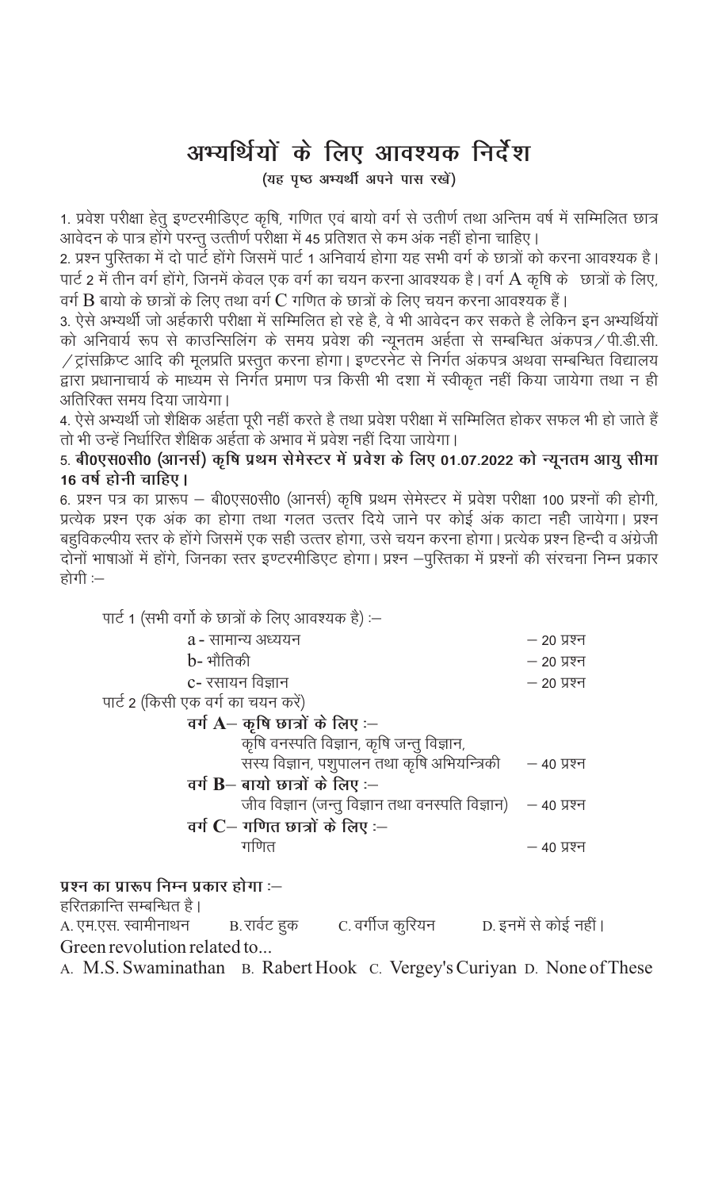# अभ्यर्थियों के लिए आवश्यक निर्देश

**(यह पृष्ठ अभ्यर्थी अपने पास रखें)**

1. प्रवेश परीक्षा हेतु इण्टरमीडिएट कृषि, गणित एवं बायो वर्ग से उतीर्ण तथा अन्तिम वर्ष में सम्मिलित छात्र आवेदन के पात्र होंगे परन्तु उत्तीर्ण परीक्षा में 45 प्रतिशत से कम अंक नहीं होना चाहिए।

2. प्रश्न पुस्तिका में दो पार्ट होंगे जिसमें पार्ट 1 अनिवार्य होगा यह सभी वर्ग के छात्रों को करना आवश्यक है। पार्ट 2 में तीन वर्ग होंगे, जिनमें केवल एक वर्ग का चयन करना आवश्यक है। वर्ग A कृषि के छात्रों के लिए, वर्ग B बायो के छात्रों के लिए तथा वर्ग C गणित के छात्रों के लिए चयन करना आवश्यक हैं।

3. ऐसे अभ्यर्थी जो अर्हकारी परीक्षा में सम्मिलित हो रहे है, वे भी आवेदन कर सकते है लेकिन इन अभ्यर्थियों को अनिवार्य रूप से काउन्सिलिंग के समय प्रवेश की न्यूनतम अर्हता से सम्बन्धित अंकपत्र/पी.डी.सी. /ट्रांसक्रिप्ट आदि की मूलप्रति प्रस्तुत करना होगा। इण्टरनेट से निर्गत अंकपत्र अथवा सम्बन्धित विद्यालय द्वारा प्रधानाचार्य के माध्यम से निर्गत प्रमाण पत्र किसी भी दशा में स्वीकृत नहीं किया जायेगा तथा न ही अतिरिक्त समय दिया जायेगा।

4. ऐसे अभ्यर्थी जो शैक्षिक अर्हता पूरी नहीं करते है तथा प्रवेश परीक्षा में सम्मिलित होकर सफल भी हो जाते हैं तो भी उन्हें निर्धारित शैक्षिक अर्हता के अभाव में प्रवेश नहीं दिया जायेगा।

5. **बी0एस0सी0 (आनर्स) कृषि प्रथम सेमेस्टर में प्रवेश के लिए 01.07.2022 को न्यूनतम आयु सीमा 16 वर्ष होनी चाहिए।**

6. प्रश्न पत्र का प्रारूप – बी0एस0सी0 (आनर्स) कृषि प्रथम सेमेस्टर में प्रवेश परीक्षा 100 प्रश्नों की होगी, प्रत्येक प्रश्न एक अंक का होगा तथा गलत उत्तर दिये जाने पर कोई अंक काटा नही जायेगा। प्रश्न बहुविकल्पीय स्तर के होंगे जिसमें एक सही उत्तर होगा, उसे चयन करना होगा। प्रत्येक प्रश्न हिन्दी व अंग्रेजी दोनों भाषाओं में होंगे, जिनका स्तर इण्टरमीडिएट होगा। प्रश्न –पुस्तिका में प्रश्नों की संरचना निम्न प्रकार होगी :–

पार्ट 1 (सभी वर्गो के छात्रों के लिए आवश्यक है) :–

| | |
|---|---|
| a - सामान्य अध्ययन | – 20 प्रश्न |
| b- भौतिकी | – 20 प्रश्न |
| c- रसायन विज्ञान | – 20 प्रश्न |

पार्ट 2 (किसी एक वर्ग का चयन करें)

| | |
|---|---|
| **वर्ग A– कृषि छात्रों के लिए :–** कृषि वनस्पति विज्ञान, कृषि जन्तु विज्ञान, सस्य विज्ञान, पशुपालन तथा कृषि अभियन्त्रिकी | – 40 प्रश्न |
| **वर्ग B– बायो छात्रों के लिए :–** जीव विज्ञान (जन्तु विज्ञान तथा वनस्पति विज्ञान) | – 40 प्रश्न |
| **वर्ग C– गणित छात्रों के लिए :–** गणित | – 40 प्रश्न |

**प्रश्न का प्रारूप निम्न प्रकार होगा :–**

हरितक्रान्ति सम्बन्धित है।

A. एम.एस. स्वामीनाथन B. रार्वट हुक C. वर्गीज कुरियन D. इनमें से कोई नहीं।

Green revolution related to...

A. M.S. Swaminathan B. Rabert Hook C. Vergey's Curiyan D. None of These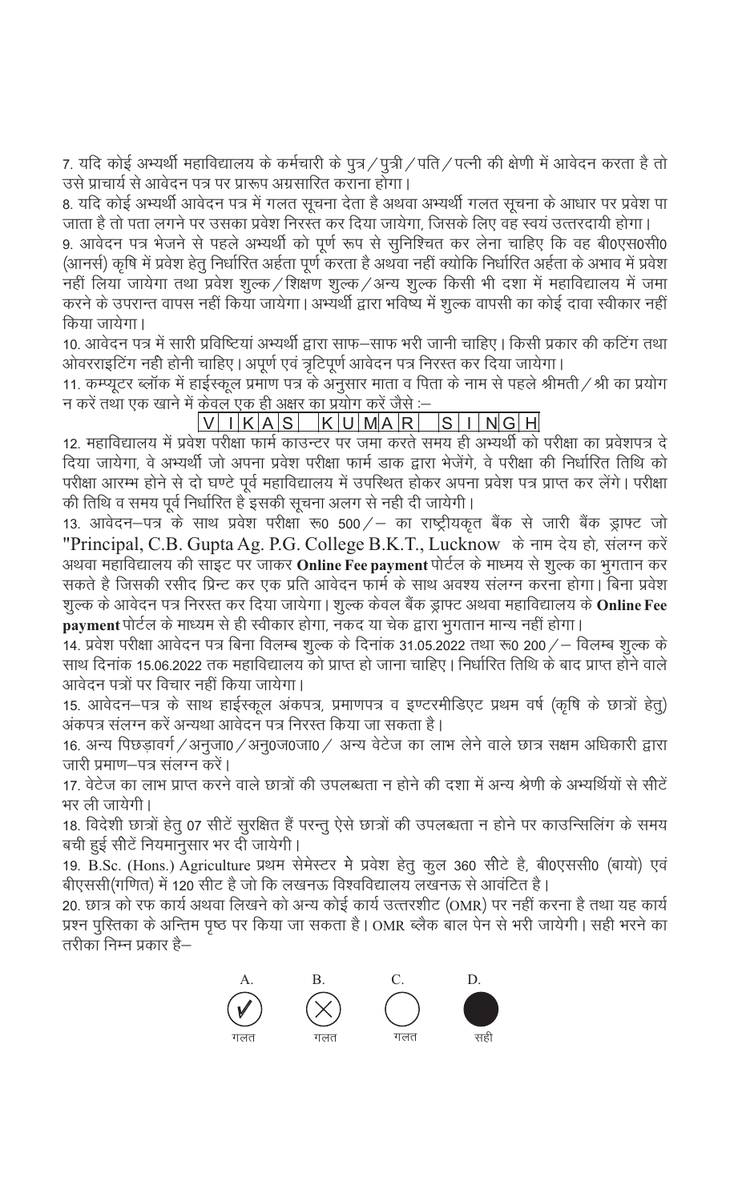7. यदि कोई अभ्यर्थी महाविद्यालय के कर्मचारी के पुत्र / पुत्री / पति / पत्नी की क्षेणी में आवेदन करता है तो उसे प्राचार्य से आवेदन पत्र पर प्रारूप अग्रसारित कराना होगा।

8. यदि कोई अभ्यर्थी आवेदन पत्र में गलत सूचना देता है अथवा अभ्यर्थी गलत सूचना के आधार पर प्रवेश पा जाता है तो पता लगने पर उसका प्रवेश निरस्त कर दिया जायेगा, जिसके लिए वह स्वयं उत्तरदायी होगा।

9. आवेदन पत्र भेजने से पहले अभ्यर्थी को पूर्ण रूप से सुनिश्चित कर लेना चाहिए कि वह बी0एस0सी0 (आनर्स) कृषि में प्रवेश हेतु निर्धारित अर्हता पूर्ण करता है अथवा नहीं क्योंकि निर्धारित अर्हता के अभाव में प्रवेश नहीं लिया जायेगा तथा प्रवेश शुल्क / शिक्षण शुल्क / अन्य शुल्क किसी भी दशा में महाविद्यालय में जमा करने के उपरान्त वापस नहीं किया जायेगा। अभ्यर्थी द्वारा भविष्य में शुल्क वापसी का कोई दावा स्वीकार नहीं किया जायेगा।

10. आवेदन पत्र में सारी प्रविष्टियां अभ्यर्थी द्वारा साफ–साफ भरी जानी चाहिए। किसी प्रकार की कटिंग तथा ओवरराइटिंग नही होनी चाहिए। अपूर्ण एवं त्रुटिपूर्ण आवेदन पत्र निरस्त कर दिया जायेगा।

11. कम्प्यूटर ब्लॉक में हाईस्कूल प्रमाण पत्र के अनुसार माता व पिता के नाम से पहले श्रीमती / श्री का प्रयोग न करें तथा एक खाने में केवल एक ही अक्षर का प्रयोग करें जैसे :–

| V | I | K | A | S |  | K | U | M | A | R |  | S | I | N | G | H |
|---|---|---|---|---|---|---|---|---|---|---|---|---|---|---|---|---|

12. महाविद्यालय में प्रवेश परीक्षा फार्म काउन्टर पर जमा करते समय ही अभ्यर्थी को परीक्षा का प्रवेशपत्र दे दिया जायेगा, वे अभ्यर्थी जो अपना प्रवेश परीक्षा फार्म डाक द्वारा भेजेंगे, वे परीक्षा की निर्धारित तिथि को परीक्षा आरम्भ होने से दो घण्टे पूर्व महाविद्यालय में उपस्थित होकर अपना प्रवेश पत्र प्राप्त कर लेंगे। परीक्षा की तिथि व समय पूर्व निर्धारित है इसकी सूचना अलग से नही दी जायेगी।

13. आवेदन–पत्र के साथ प्रवेश परीक्षा रू0 500/– का राष्ट्रीयकृत बैंक से जारी बैंक ड्राफ्ट जो "Principal, C.B. Gupta Ag. P.G. College B.K.T., Lucknow के नाम देय हो, संलग्न करें अथवा महाविद्यालय की साइट पर जाकर **Online Fee payment** पोर्टल के माध्यम से शुल्क का भुगतान कर सकते है जिसकी रसीद प्रिन्ट कर एक प्रति आवेदन फार्म के साथ अवश्य संलग्न करना होगा। बिना प्रवेश शुल्क के आवेदन पत्र निरस्त कर दिया जायेगा। शुल्क केवल बैंक ड्राफ्ट अथवा महाविद्यालय के **Online Fee payment** पोर्टल के माध्यम से ही स्वीकार होगा, नकद या चेक द्वारा भुगतान मान्य नहीं होगा।

14. प्रवेश परीक्षा आवेदन पत्र बिना विलम्ब शुल्क के दिनांक 31.05.2022 तथा रू0 200/– विलम्ब शुल्क के साथ दिनांक 15.06.2022 तक महाविद्यालय को प्राप्त हो जाना चाहिए। निर्धारित तिथि के बाद प्राप्त होने वाले आवेदन पत्रों पर विचार नहीं किया जायेगा।

15. आवेदन–पत्र के साथ हाईस्कूल अंकपत्र, प्रमाणपत्र व इण्टरमीडिएट प्रथम वर्ष (कृषि के छात्रों हेतु) अंकपत्र संलग्न करें अन्यथा आवेदन पत्र निरस्त किया जा सकता है।

16. अन्य पिछड़ावर्ग / अनुजा0 / अनु0ज0जा0 / अन्य वेटेज का लाभ लेने वाले छात्र सक्षम अधिकारी द्वारा जारी प्रमाण–पत्र संलग्न करें।

17. वेटेज का लाभ प्राप्त करने वाले छात्रों की उपलब्धता न होने की दशा में अन्य श्रेणी के अभ्यर्थियों से सीटें भर ली जायेगी।

18. विदेशी छात्रों हेतु 07 सीटें सुरक्षित हैं परन्तु ऐसे छात्रों की उपलब्धता न होने पर काउन्सिलिंग के समय बची हुई सीटें नियमानुसार भर दी जायेगी।

19. B.Sc. (Hons.) Agriculture प्रथम सेमेस्टर मे प्रवेश हेतु कुल 360 सीटे है, बी0एससी0 (बायो) एवं बीएससी(गणित) में 120 सीट है जो कि लखनऊ विश्वविद्यालय लखनऊ से आवंटित है।

20. छात्र को रफ कार्य अथवा लिखने को अन्य कोई कार्य उत्तरशीट (OMR) पर नहीं करना है तथा यह कार्य प्रश्न पुस्तिका के अन्तिम पृष्ठ पर किया जा सकता है। OMR ब्लैक बाल पेन से भरी जायेगी। सही भरने का तरीका निम्न प्रकार है–

| A. | B. | C. | D. |
|---|---|---|---|
| ✓ | ✕ | ○ | ● |
| गलत | गलत | गलत | सही |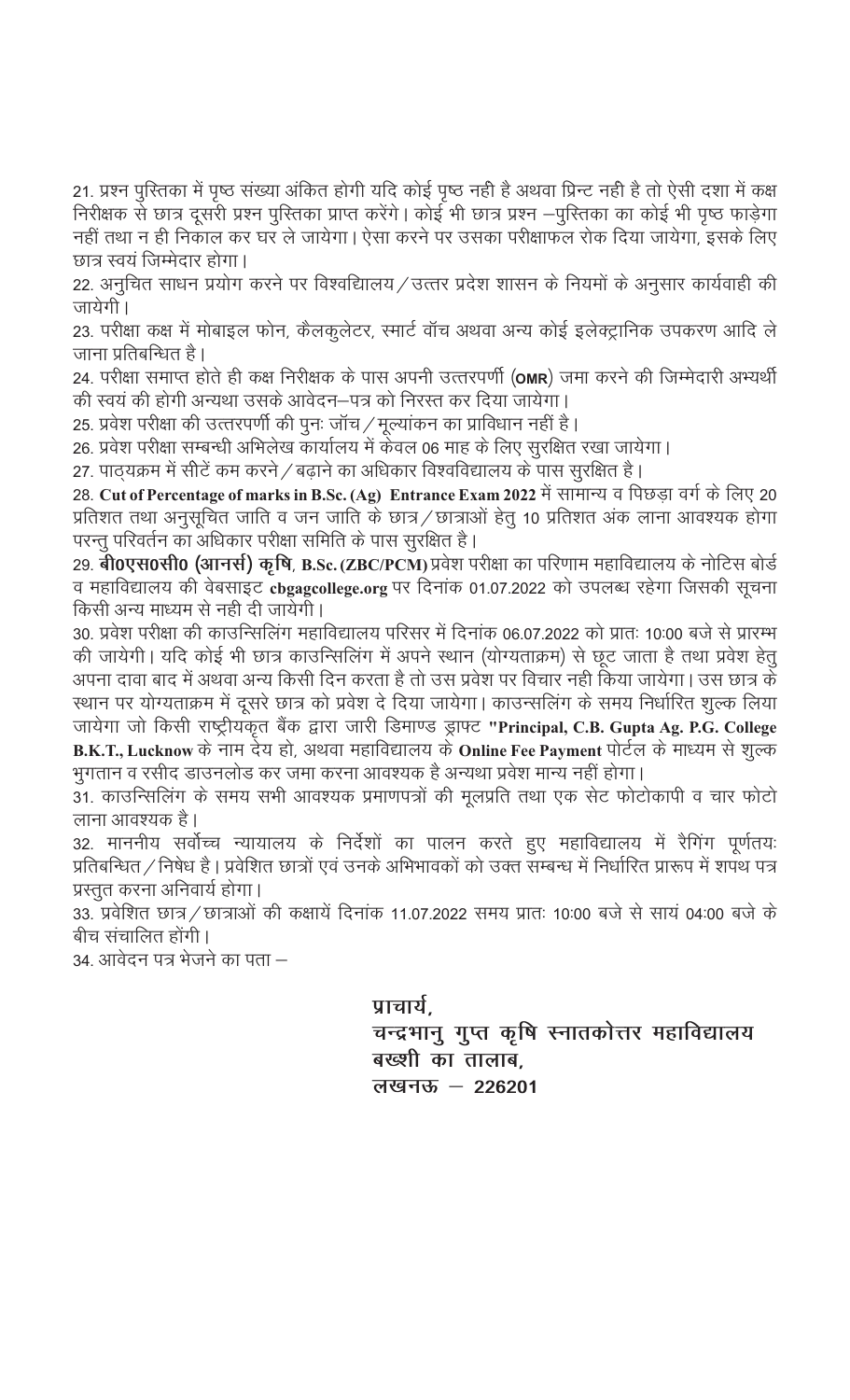21. प्रश्न पुस्तिका में पृष्ठ संख्या अंकित होगी यदि कोई पृष्ठ नही है अथवा प्रिन्ट नही है तो ऐसी दशा में कक्ष निरीक्षक से छात्र दूसरी प्रश्न पुस्तिका प्राप्त करेंगे। कोई भी छात्र प्रश्न –पुस्तिका का कोई भी पृष्ठ फाड़ेगा नहीं तथा न ही निकाल कर घर ले जायेगा। ऐसा करने पर उसका परीक्षाफल रोक दिया जायेगा, इसके लिए छात्र स्वयं जिम्मेदार होगा।

22. अनुचित साधन प्रयोग करने पर विश्वविद्यालय / उत्तर प्रदेश शासन के नियमों के अनुसार कार्यवाही की जायेगी।

23. परीक्षा कक्ष में मोबाइल फोन, कैलकुलेटर, स्मार्ट वॉच अथवा अन्य कोई इलेक्ट्रानिक उपकरण आदि ले जाना प्रतिबन्धित है।

24. परीक्षा समाप्त होते ही कक्ष निरीक्षक के पास अपनी उत्तरपर्णी (**OMR**) जमा करने की जिम्मेदारी अभ्यर्थी की स्वयं की होगी अन्यथा उसके आवेदन–पत्र को निरस्त कर दिया जायेगा।

25. प्रवेश परीक्षा की उत्तरपर्णी की पुनः जॉच / मूल्यांकन का प्राविधान नहीं है।

26. प्रवेश परीक्षा सम्बन्धी अभिलेख कार्यालय में केवल 06 माह के लिए सुरक्षित रखा जायेगा।

27. पाठ्यक्रम में सीटें कम करने / बढ़ाने का अधिकार विश्वविद्यालय के पास सुरक्षित है।

28. **Cut of Percentage of marks in B.Sc. (Ag) Entrance Exam 2022** में सामान्य व पिछड़ा वर्ग के लिए 20 प्रतिशत तथा अनुसूचित जाति व जन जाति के छात्र / छात्राओं हेतु 10 प्रतिशत अंक लाना आवश्यक होगा परन्तु परिवर्तन का अधिकार परीक्षा समिति के पास सुरक्षित है।

29. **बी0एस0सी0 (आनर्स) कृषि**, **B.Sc. (ZBC/PCM)** प्रवेश परीक्षा का परिणाम महाविद्यालय के नोटिस बोर्ड व महाविद्यालय की वेबसाइट **cbgagcollege.org** पर दिनांक 01.07.2022 को उपलब्ध रहेगा जिसकी सूचना किसी अन्य माध्यम से नही दी जायेगी।

30. प्रवेश परीक्षा की काउन्सिलिंग महाविद्यालय परिसर में दिनांक 06.07.2022 को प्रातः 10:00 बजे से प्रारम्भ की जायेगी। यदि कोई भी छात्र काउन्सिलिंग में अपने स्थान (योग्यताक्रम) से छूट जाता है तथा प्रवेश हेतु अपना दावा बाद में अथवा अन्य किसी दिन करता है तो उस प्रवेश पर विचार नही किया जायेगा। उस छात्र के स्थान पर योग्यताक्रम में दूसरे छात्र को प्रवेश दे दिया जायेगा। काउन्सलिंग के समय निर्धारित शुल्क लिया जायेगा जो किसी राष्ट्रीयकृत बैंक द्वारा जारी डिमाण्ड ड्राफ्ट **"Principal, C.B. Gupta Ag. P.G. College B.K.T., Lucknow** के नाम देय हो, अथवा महाविद्यालय के **Online Fee Payment** पोर्टल के माध्यम से शुल्क भुगतान व रसीद डाउनलोड कर जमा करना आवश्यक है अन्यथा प्रवेश मान्य नहीं होगा।

31. काउन्सिलिंग के समय सभी आवश्यक प्रमाणपत्रों की मूलप्रति तथा एक सेट फोटोकापी व चार फोटो लाना आवश्यक है।

32. माननीय सर्वोच्च न्यायालय के निर्देशों का पालन करते हुए महाविद्यालय में रैगिंग पूर्णतयः प्रतिबन्धित / निषेध है। प्रवेशित छात्रों एवं उनके अभिभावकों को उक्त सम्बन्ध में निर्धारित प्रारूप में शपथ पत्र प्रस्तुत करना अनिवार्य होगा।

33. प्रवेशित छात्र / छात्राओं की कक्षायें दिनांक 11.07.2022 समय प्रातः 10:00 बजे से सायं 04:00 बजे के बीच संचालित होंगी।

34. आवेदन पत्र भेजने का पता –

**प्राचार्य,**
**चन्द्रभानु गुप्त कृषि स्नातकोत्तर महाविद्यालय**
**बख्शी का तालाब,**
**लखनऊ – 226201**